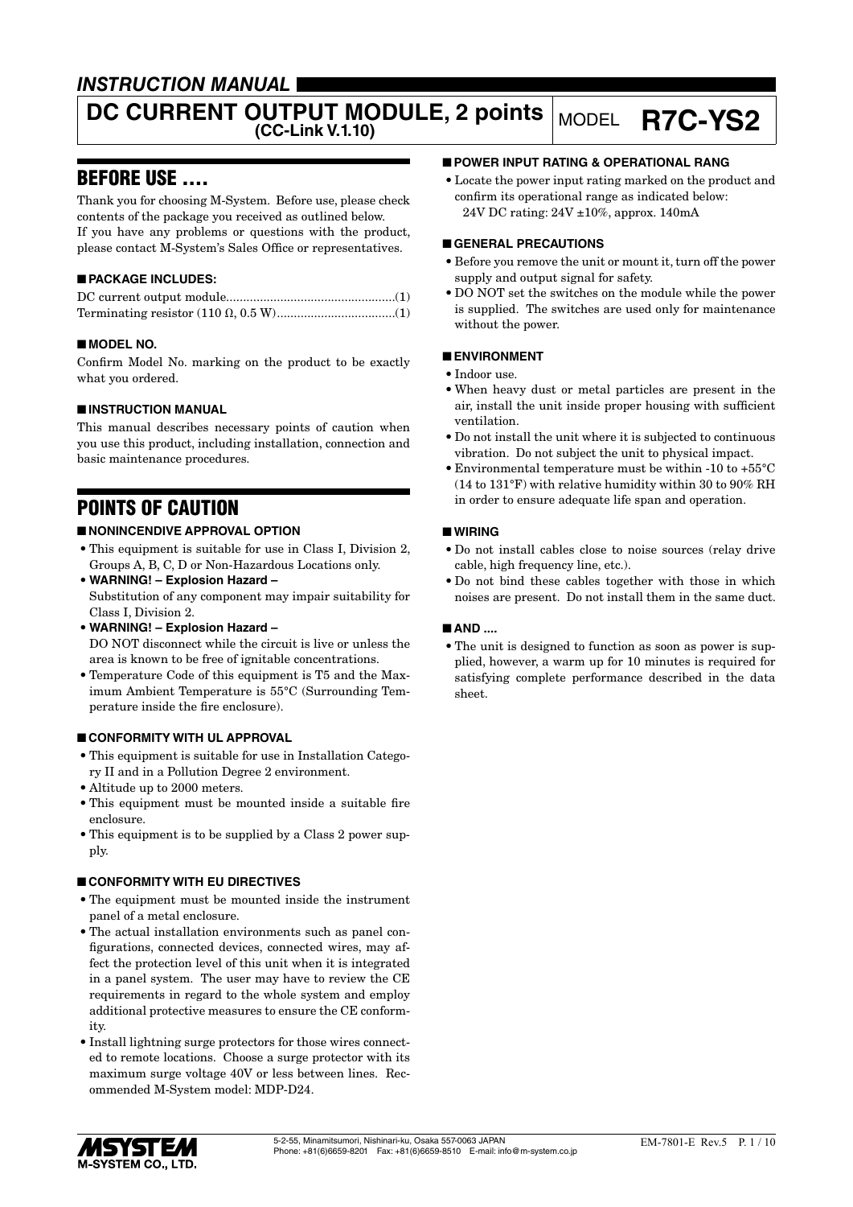# INSTRUCTION MANUAL

# DC CURRENT OUTPUT MODULE, 2 points (CC-Link V.1.10) MODEL R7C-YS2

## BEFORE USE ....

Thank you for choosing M-System. Before use, please check contents of the package you received as outlined below.
If you have any problems or questions with the product, please contact M-System's Sales Office or representatives.

### ■ PACKAGE INCLUDES:

DC current output module..................................................(1)
Terminating resistor (110 Ω, 0.5 W)...................................(1)

### ■ MODEL NO.

Confirm Model No. marking on the product to be exactly what you ordered.

### ■ INSTRUCTION MANUAL

This manual describes necessary points of caution when you use this product, including installation, connection and basic maintenance procedures.

## POINTS OF CAUTION

### ■ NONINCENDIVE APPROVAL OPTION

- This equipment is suitable for use in Class I, Division 2, Groups A, B, C, D or Non-Hazardous Locations only.
- **WARNING! – Explosion Hazard –**
  Substitution of any component may impair suitability for Class I, Division 2.
- **WARNING! – Explosion Hazard –**
  DO NOT disconnect while the circuit is live or unless the area is known to be free of ignitable concentrations.
- Temperature Code of this equipment is T5 and the Maximum Ambient Temperature is 55°C (Surrounding Temperature inside the fire enclosure).

### ■ CONFORMITY WITH UL APPROVAL

- This equipment is suitable for use in Installation Category II and in a Pollution Degree 2 environment.
- Altitude up to 2000 meters.
- This equipment must be mounted inside a suitable fire enclosure.
- This equipment is to be supplied by a Class 2 power supply.

### ■ CONFORMITY WITH EU DIRECTIVES

- The equipment must be mounted inside the instrument panel of a metal enclosure.
- The actual installation environments such as panel configurations, connected devices, connected wires, may affect the protection level of this unit when it is integrated in a panel system. The user may have to review the CE requirements in regard to the whole system and employ additional protective measures to ensure the CE conformity.
- Install lightning surge protectors for those wires connected to remote locations. Choose a surge protector with its maximum surge voltage 40V or less between lines. Recommended M-System model: MDP-D24.

### ■ POWER INPUT RATING & OPERATIONAL RANG

- Locate the power input rating marked on the product and confirm its operational range as indicated below:
  24V DC rating: 24V ±10%, approx. 140mA

### ■ GENERAL PRECAUTIONS

- Before you remove the unit or mount it, turn off the power supply and output signal for safety.
- DO NOT set the switches on the module while the power is supplied. The switches are used only for maintenance without the power.

### ■ ENVIRONMENT

- Indoor use.
- When heavy dust or metal particles are present in the air, install the unit inside proper housing with sufficient ventilation.
- Do not install the unit where it is subjected to continuous vibration. Do not subject the unit to physical impact.
- Environmental temperature must be within -10 to +55°C (14 to 131°F) with relative humidity within 30 to 90% RH in order to ensure adequate life span and operation.

### ■ WIRING

- Do not install cables close to noise sources (relay drive cable, high frequency line, etc.).
- Do not bind these cables together with those in which noises are present. Do not install them in the same duct.

### ■ AND ....

- The unit is designed to function as soon as power is supplied, however, a warm up for 10 minutes is required for satisfying complete performance described in the data sheet.

M-SYSTEM CO., LTD.
5-2-55, Minamitsumori, Nishinari-ku, Osaka 557-0063 JAPAN
Phone: +81(6)6659-8201 Fax: +81(6)6659-8510 E-mail: info@m-system.co.jp

EM-7801-E Rev.5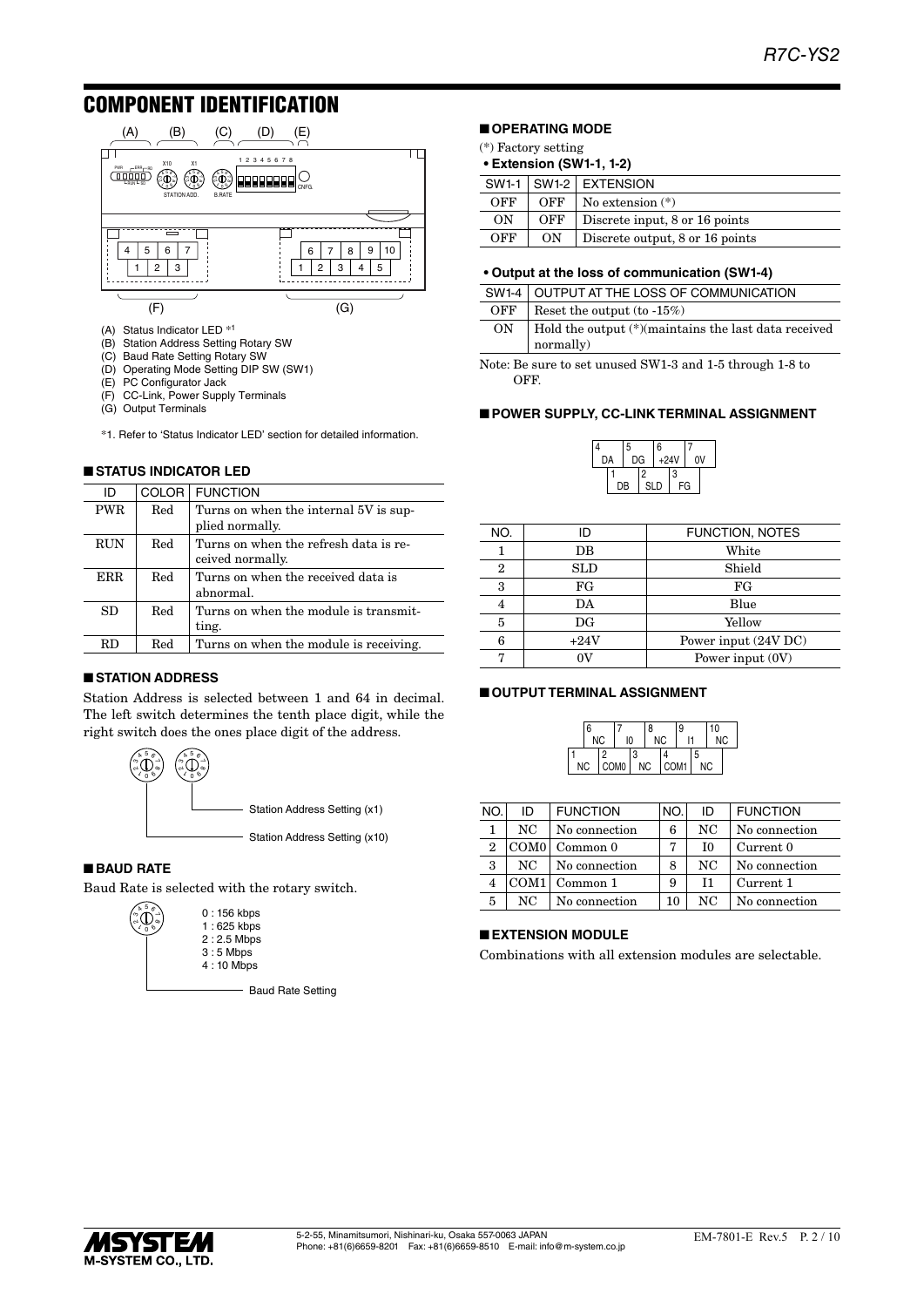## COMPONENT IDENTIFICATION

(A) Status Indicator LED *1
(B) Station Address Setting Rotary SW
(C) Baud Rate Setting Rotary SW
(D) Operating Mode Setting DIP SW (SW1)
(E) PC Configurator Jack
(F) CC-Link, Power Supply Terminals
(G) Output Terminals

*1. Refer to 'Status Indicator LED' section for detailed information.

### ■ STATUS INDICATOR LED

| ID | COLOR | FUNCTION |
|---|---|---|
| PWR | Red | Turns on when the internal 5V is supplied normally. |
| RUN | Red | Turns on when the refresh data is received normally. |
| ERR | Red | Turns on when the received data is abnormal. |
| SD | Red | Turns on when the module is transmitting. |
| RD | Red | Turns on when the module is receiving. |

### ■ STATION ADDRESS

Station Address is selected between 1 and 64 in decimal. The left switch determines the tenth place digit, while the right switch does the ones place digit of the address.

Station Address Setting (x1)

Station Address Setting (x10)

### ■ BAUD RATE

Baud Rate is selected with the rotary switch.

0 : 156 kbps
1 : 625 kbps
2 : 2.5 Mbps
3 : 5 Mbps
4 : 10 Mbps

Baud Rate Setting

### ■ OPERATING MODE

(*) Factory setting

**• Extension (SW1-1, 1-2)**

| SW1-1 | SW1-2 | EXTENSION |
|---|---|---|
| OFF | OFF | No extension (*) |
| ON | OFF | Discrete input, 8 or 16 points |
| OFF | ON | Discrete output, 8 or 16 points |

**• Output at the loss of communication (SW1-4)**

| SW1-4 | OUTPUT AT THE LOSS OF COMMUNICATION |
|---|---|
| OFF | Reset the output (to -15%) |
| ON | Hold the output (*)(maintains the last data received normally) |

Note: Be sure to set unused SW1-3 and 1-5 through 1-8 to OFF.

### ■ POWER SUPPLY, CC-LINK TERMINAL ASSIGNMENT

| NO. | ID | FUNCTION, NOTES |
|---|---|---|
| 1 | DB | White |
| 2 | SLD | Shield |
| 3 | FG | FG |
| 4 | DA | Blue |
| 5 | DG | Yellow |
| 6 | +24V | Power input (24V DC) |
| 7 | 0V | Power input (0V) |

### ■ OUTPUT TERMINAL ASSIGNMENT

| NO. | ID | FUNCTION | NO. | ID | FUNCTION |
|---|---|---|---|---|---|
| 1 | NC | No connection | 6 | NC | No connection |
| 2 | COM0 | Common 0 | 7 | I0 | Current 0 |
| 3 | NC | No connection | 8 | NC | No connection |
| 4 | COM1 | Common 1 | 9 | I1 | Current 1 |
| 5 | NC | No connection | 10 | NC | No connection |

### ■ EXTENSION MODULE

Combinations with all extension modules are selectable.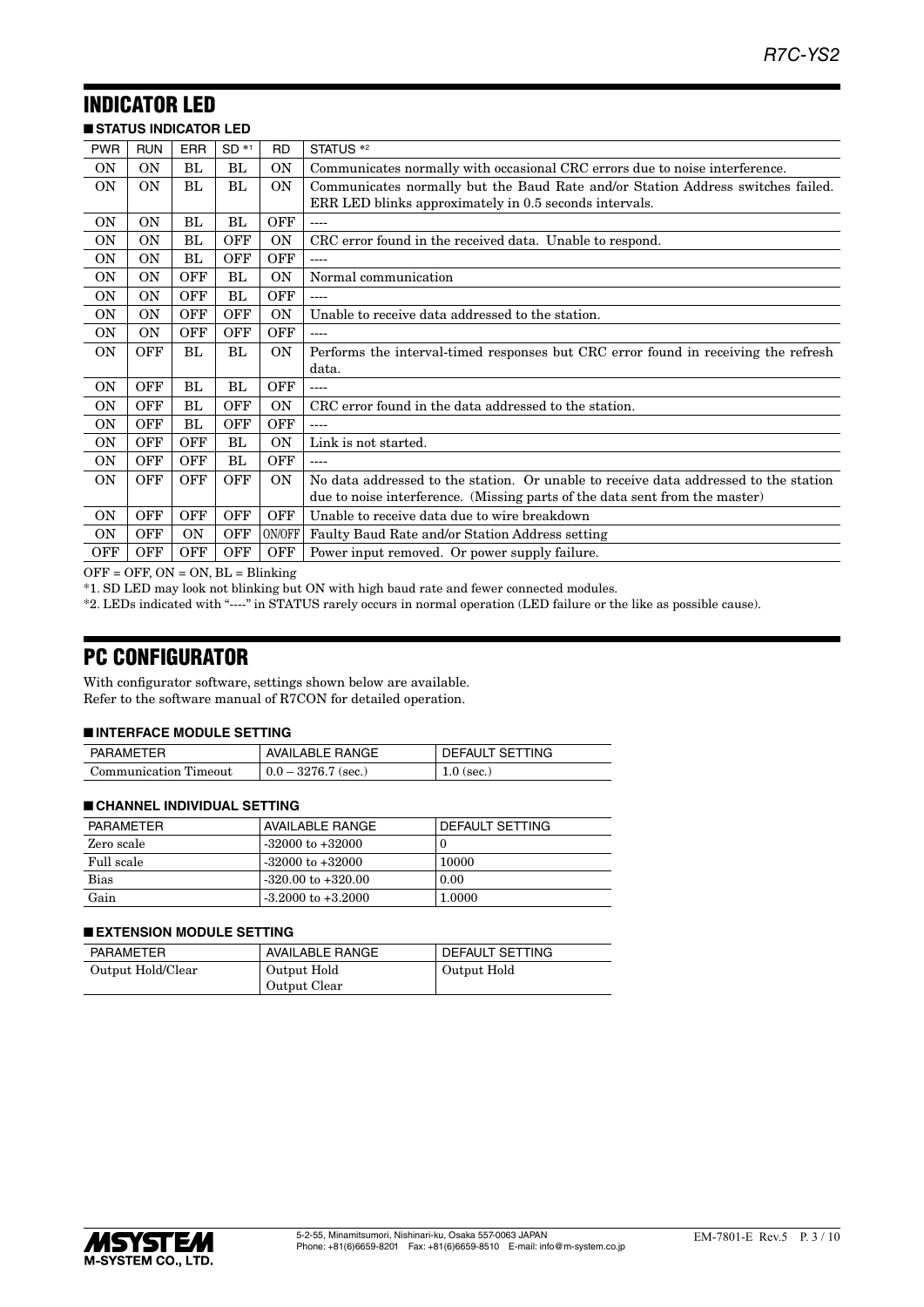## INDICATOR LED

■ **STATUS INDICATOR LED**

| PWR | RUN | ERR | SD *1 | RD | STATUS *2 |
|---|---|---|---|---|---|
| ON | ON | BL | BL | ON | Communicates normally with occasional CRC errors due to noise interference. |
| ON | ON | BL | BL | ON | Communicates normally but the Baud Rate and/or Station Address switches failed. ERR LED blinks approximately in 0.5 seconds intervals. |
| ON | ON | BL | BL | OFF | ---- |
| ON | ON | BL | OFF | ON | CRC error found in the received data. Unable to respond. |
| ON | ON | BL | OFF | OFF | ---- |
| ON | ON | OFF | BL | ON | Normal communication |
| ON | ON | OFF | BL | OFF | ---- |
| ON | ON | OFF | OFF | ON | Unable to receive data addressed to the station. |
| ON | ON | OFF | OFF | OFF | ---- |
| ON | OFF | BL | BL | ON | Performs the interval-timed responses but CRC error found in receiving the refresh data. |
| ON | OFF | BL | BL | OFF | ---- |
| ON | OFF | BL | OFF | ON | CRC error found in the data addressed to the station. |
| ON | OFF | BL | OFF | OFF | ---- |
| ON | OFF | OFF | BL | ON | Link is not started. |
| ON | OFF | OFF | BL | OFF | ---- |
| ON | OFF | OFF | OFF | ON | No data addressed to the station. Or unable to receive data addressed to the station due to noise interference. (Missing parts of the data sent from the master) |
| ON | OFF | OFF | OFF | OFF | Unable to receive data due to wire breakdown |
| ON | OFF | ON | OFF | ON/OFF | Faulty Baud Rate and/or Station Address setting |
| OFF | OFF | OFF | OFF | OFF | Power input removed. Or power supply failure. |

OFF = OFF, ON = ON, BL = Blinking

*1. SD LED may look not blinking but ON with high baud rate and fewer connected modules.

*2. LEDs indicated with "----" in STATUS rarely occurs in normal operation (LED failure or the like as possible cause).

## PC CONFIGURATOR

With configurator software, settings shown below are available.
Refer to the software manual of R7CON for detailed operation.

■ **INTERFACE MODULE SETTING**

| PARAMETER | AVAILABLE RANGE | DEFAULT SETTING |
|---|---|---|
| Communication Timeout | 0.0 – 3276.7 (sec.) | 1.0 (sec.) |

■ **CHANNEL INDIVIDUAL SETTING**

| PARAMETER | AVAILABLE RANGE | DEFAULT SETTING |
|---|---|---|
| Zero scale | -32000 to +32000 | 0 |
| Full scale | -32000 to +32000 | 10000 |
| Bias | -320.00 to +320.00 | 0.00 |
| Gain | -3.2000 to +3.2000 | 1.0000 |

■ **EXTENSION MODULE SETTING**

| PARAMETER | AVAILABLE RANGE | DEFAULT SETTING |
|---|---|---|
| Output Hold/Clear | Output Hold<br>Output Clear | Output Hold |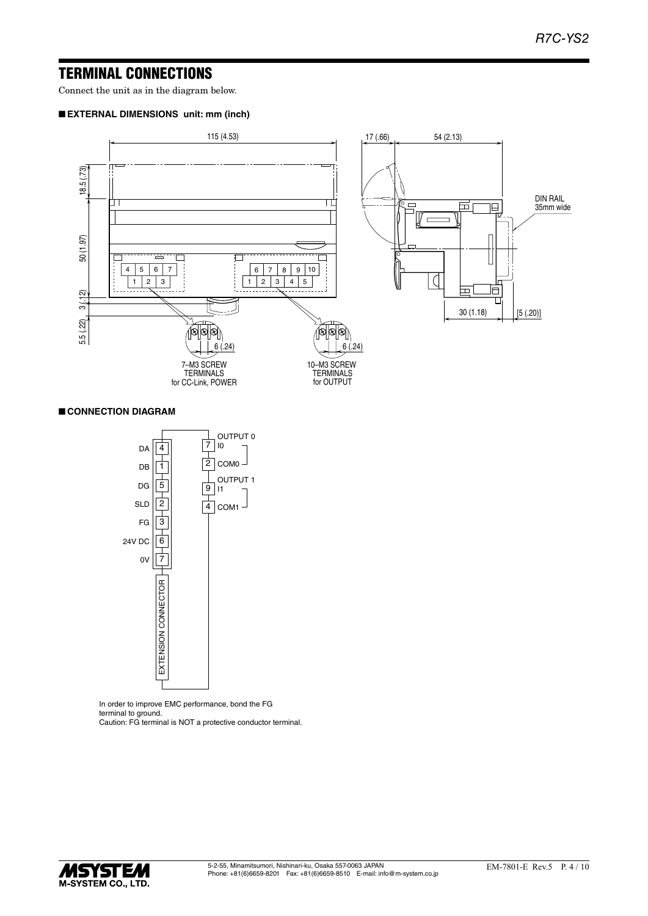## TERMINAL CONNECTIONS

Connect the unit as in the diagram below.

### ■ EXTERNAL DIMENSIONS unit: mm (inch)

115 (4.53)

17 (.66) 54 (2.13)

18.5 (.73)

50 (1.97)

3 (.12)

5.5 (.22)

DIN RAIL
35mm wide

30 (1.18) [5 (.20)]

6 (.24) 6 (.24)

7–M3 SCREW TERMINALS for CC-Link, POWER

10–M3 SCREW TERMINALS for OUTPUT

### ■ CONNECTION DIAGRAM

| Signal | Terminal |
|---|---|
| DA | 4 |
| DB | 1 |
| DG | 5 |
| SLD | 2 |
| FG | 3 |
| 24V DC | 6 |
| 0V | 7 |

EXTENSION CONNECTOR

| Terminal | Signal |
|---|---|
| 7 | OUTPUT 0 I0 |
| 2 | COM0 |
| 9 | OUTPUT 1 I1 |
| 4 | COM1 |

In order to improve EMC performance, bond the FG terminal to ground.
Caution: FG terminal is NOT a protective conductor terminal.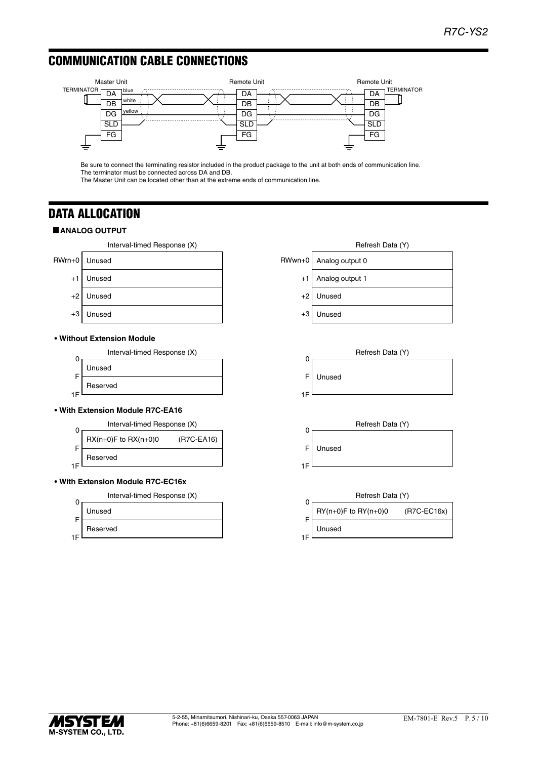## COMMUNICATION CABLE CONNECTIONS

Master Unit | Remote Unit | Remote Unit

TERMINATOR — DA (blue), DB (white), DG (yellow), SLD, FG — TERMINATOR

Be sure to connect the terminating resistor included in the product package to the unit at both ends of communication line.
The terminator must be connected across DA and DB.
The Master Unit can be located other than at the extreme ends of communication line.

## DATA ALLOCATION

### ANALOG OUTPUT

| | Interval-timed Response (X) |
|---|---|
| RWrn+0 | Unused |
| +1 | Unused |
| +2 | Unused |
| +3 | Unused |

| | Refresh Data (Y) |
|---|---|
| RWwn+0 | Analog output 0 |
| +1 | Analog output 1 |
| +2 | Unused |
| +3 | Unused |

**• Without Extension Module**

| | Interval-timed Response (X) |
|---|---|
| 0 – F | Unused |
| – 1F | Reserved |

| | Refresh Data (Y) |
|---|---|
| 0 – 1F | Unused |

**• With Extension Module R7C-EA16**

| | Interval-timed Response (X) |
|---|---|
| 0 – F | RX(n+0)F to RX(n+0)0 (R7C-EA16) |
| – 1F | Reserved |

| | Refresh Data (Y) |
|---|---|
| 0 – 1F | Unused |

**• With Extension Module R7C-EC16x**

| | Interval-timed Response (X) |
|---|---|
| 0 – F | Unused |
| – 1F | Reserved |

| | Refresh Data (Y) |
|---|---|
| 0 – F | RY(n+0)F to RY(n+0)0 (R7C-EC16x) |
| – 1F | Unused |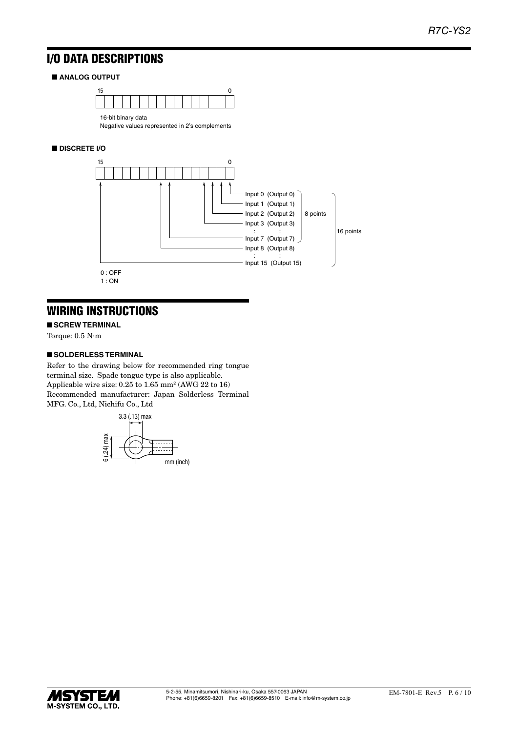# I/O DATA DESCRIPTIONS

■ **ANALOG OUTPUT**

15 0

16-bit binary data
Negative values represented in 2's complements

■ **DISCRETE I/O**

15 0

| Bit | Assignment | | |
|---|---|---|---|
| 0 | Input 0 (Output 0) | 8 points | 16 points |
| 1 | Input 1 (Output 1) | | |
| 2 | Input 2 (Output 2) | | |
| 3 | Input 3 (Output 3) | | |
| : | : | | |
| 7 | Input 7 (Output 7) | | |
| 8 | Input 8 (Output 8) | | |
| : | : | | |
| 15 | Input 15 (Output 15) | | |

0 : OFF
1 : ON

# WIRING INSTRUCTIONS

■ **SCREW TERMINAL**

Torque: 0.5 N·m

■ **SOLDERLESS TERMINAL**

Refer to the drawing below for recommended ring tongue terminal size. Spade tongue type is also applicable.
Applicable wire size: 0.25 to 1.65 mm$^2$ (AWG 22 to 16)
Recommended manufacturer: Japan Solderless Terminal MFG. Co., Ltd, Nichifu Co., Ltd

3.3 (.13) max
6 (.24) max
mm (inch)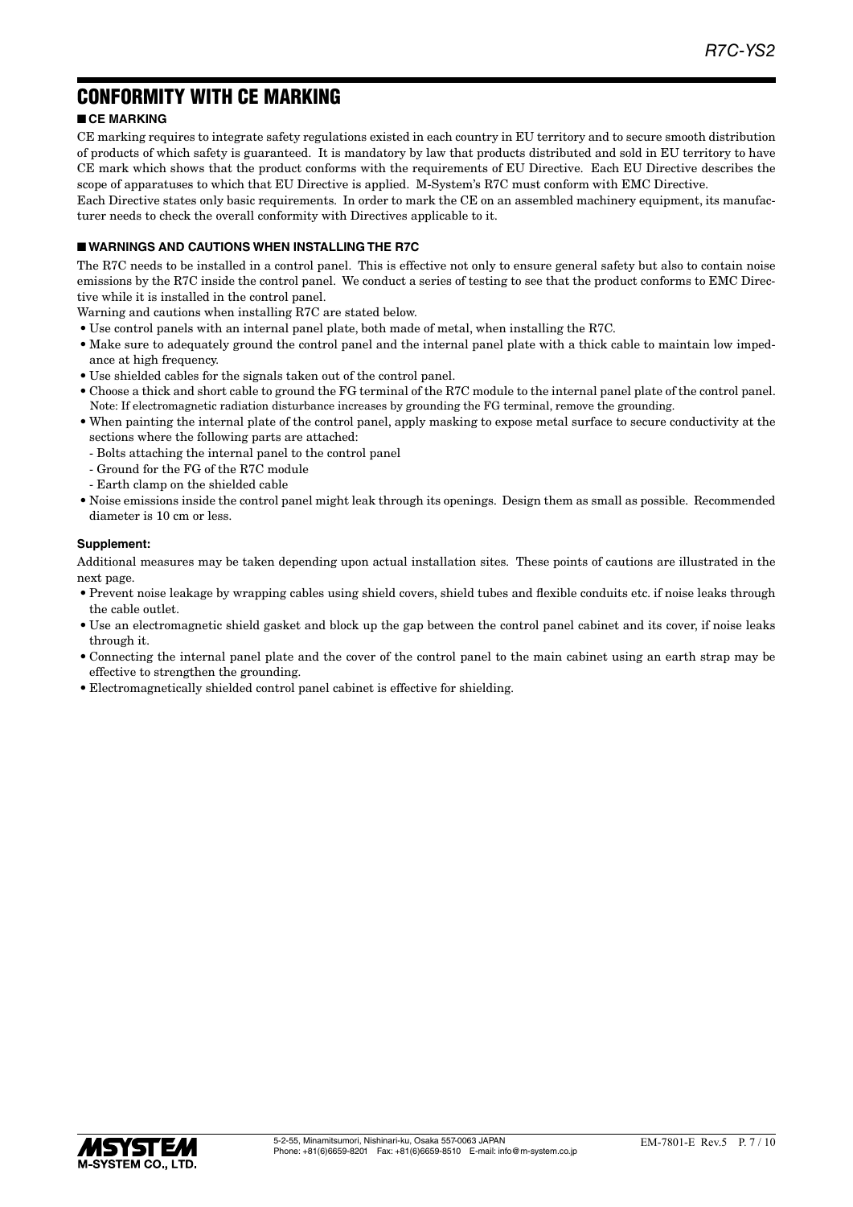# CONFORMITY WITH CE MARKING

## ■ CE MARKING

CE marking requires to integrate safety regulations existed in each country in EU territory and to secure smooth distribution of products of which safety is guaranteed. It is mandatory by law that products distributed and sold in EU territory to have CE mark which shows that the product conforms with the requirements of EU Directive. Each EU Directive describes the scope of apparatuses to which that EU Directive is applied. M-System's R7C must conform with EMC Directive.

Each Directive states only basic requirements. In order to mark the CE on an assembled machinery equipment, its manufacturer needs to check the overall conformity with Directives applicable to it.

## ■ WARNINGS AND CAUTIONS WHEN INSTALLING THE R7C

The R7C needs to be installed in a control panel. This is effective not only to ensure general safety but also to contain noise emissions by the R7C inside the control panel. We conduct a series of testing to see that the product conforms to EMC Directive while it is installed in the control panel.

Warning and cautions when installing R7C are stated below.

- Use control panels with an internal panel plate, both made of metal, when installing the R7C.
- Make sure to adequately ground the control panel and the internal panel plate with a thick cable to maintain low impedance at high frequency.
- Use shielded cables for the signals taken out of the control panel.
- Choose a thick and short cable to ground the FG terminal of the R7C module to the internal panel plate of the control panel. Note: If electromagnetic radiation disturbance increases by grounding the FG terminal, remove the grounding.
- When painting the internal plate of the control panel, apply masking to expose metal surface to secure conductivity at the sections where the following parts are attached:
  - Bolts attaching the internal panel to the control panel
  - Ground for the FG of the R7C module
  - Earth clamp on the shielded cable
- Noise emissions inside the control panel might leak through its openings. Design them as small as possible. Recommended diameter is 10 cm or less.

**Supplement:**

Additional measures may be taken depending upon actual installation sites. These points of cautions are illustrated in the next page.

- Prevent noise leakage by wrapping cables using shield covers, shield tubes and flexible conduits etc. if noise leaks through the cable outlet.
- Use an electromagnetic shield gasket and block up the gap between the control panel cabinet and its cover, if noise leaks through it.
- Connecting the internal panel plate and the cover of the control panel to the main cabinet using an earth strap may be effective to strengthen the grounding.
- Electromagnetically shielded control panel cabinet is effective for shielding.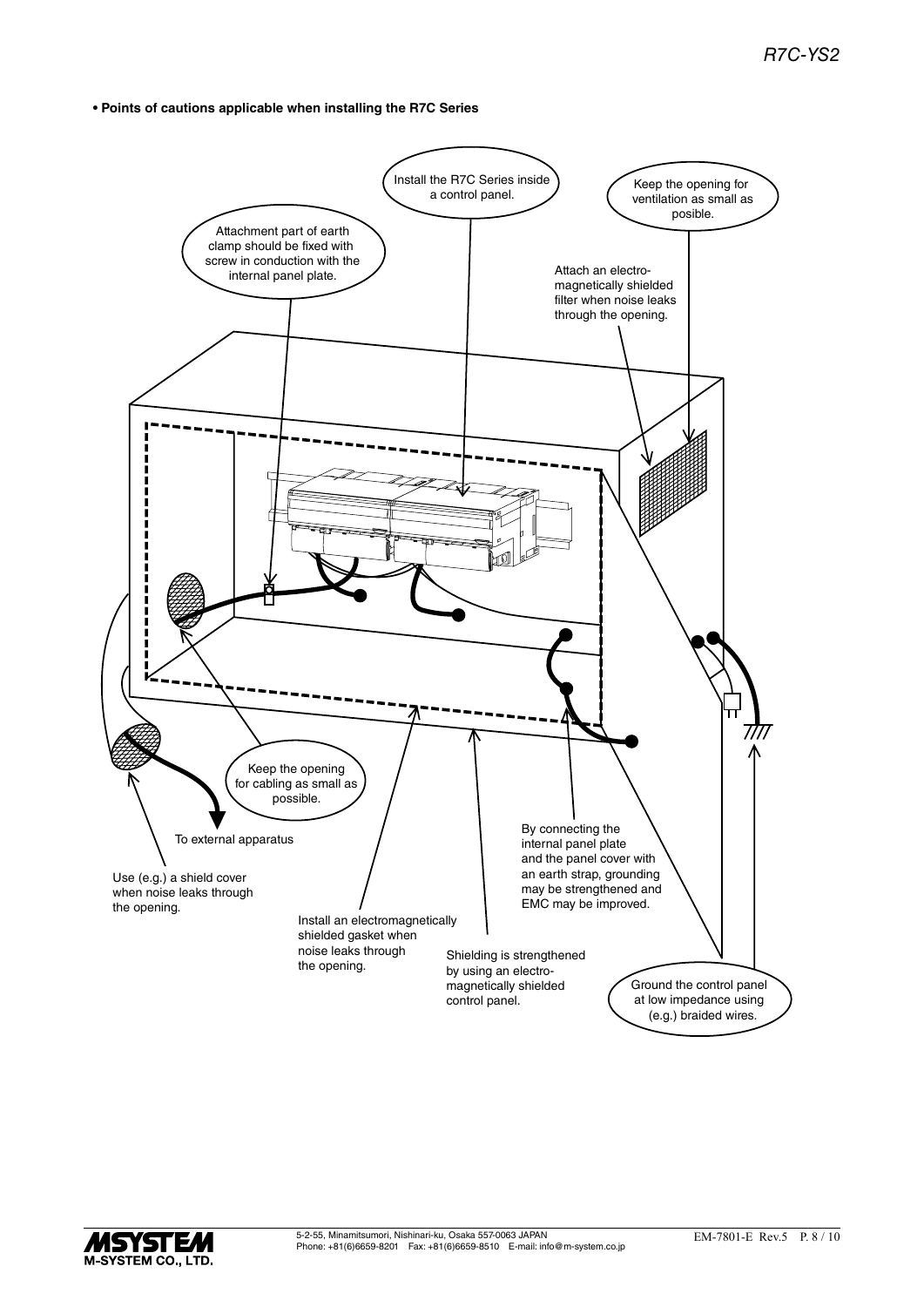- **Points of cautions applicable when installing the R7C Series**

Install the R7C Series inside a control panel.

Keep the opening for ventilation as small as posible.

Attachment part of earth clamp should be fixed with screw in conduction with the internal panel plate.

Attach an electro-magnetically shielded filter when noise leaks through the opening.

Keep the opening for cabling as small as possible.

To external apparatus

Use (e.g.) a shield cover when noise leaks through the opening.

Install an electromagnetically shielded gasket when noise leaks through the opening.

Shielding is strengthened by using an electro-magnetically shielded control panel.

By connecting the internal panel plate and the panel cover with an earth strap, grounding may be strengthened and EMC may be improved.

Ground the control panel at low impedance using (e.g.) braided wires.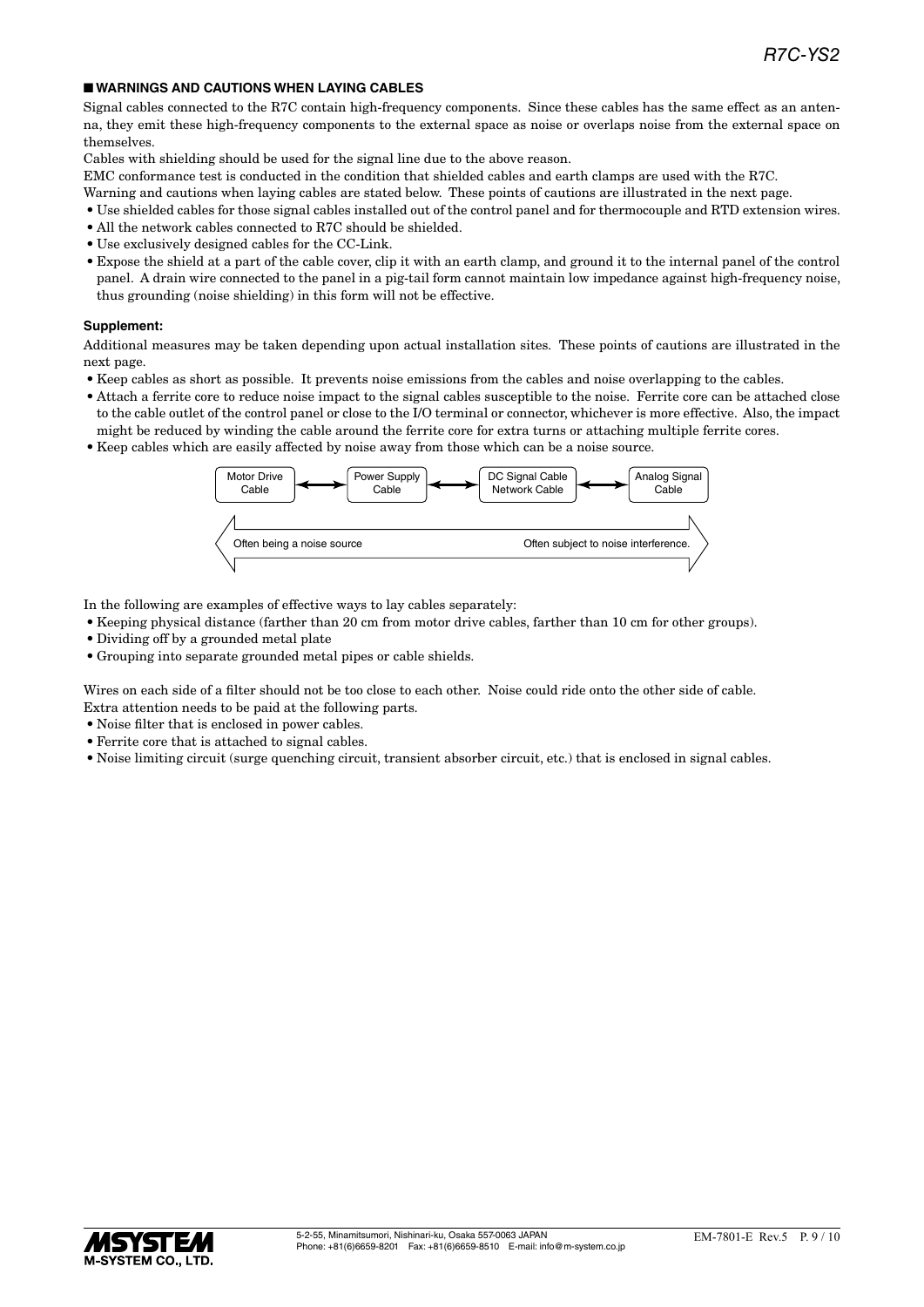## ■ WARNINGS AND CAUTIONS WHEN LAYING CABLES

Signal cables connected to the R7C contain high-frequency components. Since these cables has the same effect as an antenna, they emit these high-frequency components to the external space as noise or overlaps noise from the external space on themselves.

Cables with shielding should be used for the signal line due to the above reason.

EMC conformance test is conducted in the condition that shielded cables and earth clamps are used with the R7C.

Warning and cautions when laying cables are stated below. These points of cautions are illustrated in the next page.

- Use shielded cables for those signal cables installed out of the control panel and for thermocouple and RTD extension wires.
- All the network cables connected to R7C should be shielded.
- Use exclusively designed cables for the CC-Link.
- Expose the shield at a part of the cable cover, clip it with an earth clamp, and ground it to the internal panel of the control panel. A drain wire connected to the panel in a pig-tail form cannot maintain low impedance against high-frequency noise, thus grounding (noise shielding) in this form will not be effective.

### Supplement:

Additional measures may be taken depending upon actual installation sites. These points of cautions are illustrated in the next page.

- Keep cables as short as possible. It prevents noise emissions from the cables and noise overlapping to the cables.
- Attach a ferrite core to reduce noise impact to the signal cables susceptible to the noise. Ferrite core can be attached close to the cable outlet of the control panel or close to the I/O terminal or connector, whichever is more effective. Also, the impact might be reduced by winding the cable around the ferrite core for extra turns or attaching multiple ferrite cores.
- Keep cables which are easily affected by noise away from those which can be a noise source.

Motor Drive Cable ⟷ Power Supply Cable ⟷ DC Signal Cable / Network Cable ⟷ Analog Signal Cable

Often being a noise source ⟷ Often subject to noise interference.

In the following are examples of effective ways to lay cables separately:

- Keeping physical distance (farther than 20 cm from motor drive cables, farther than 10 cm for other groups).
- Dividing off by a grounded metal plate
- Grouping into separate grounded metal pipes or cable shields.

Wires on each side of a filter should not be too close to each other. Noise could ride onto the other side of cable.

Extra attention needs to be paid at the following parts.

- Noise filter that is enclosed in power cables.
- Ferrite core that is attached to signal cables.
- Noise limiting circuit (surge quenching circuit, transient absorber circuit, etc.) that is enclosed in signal cables.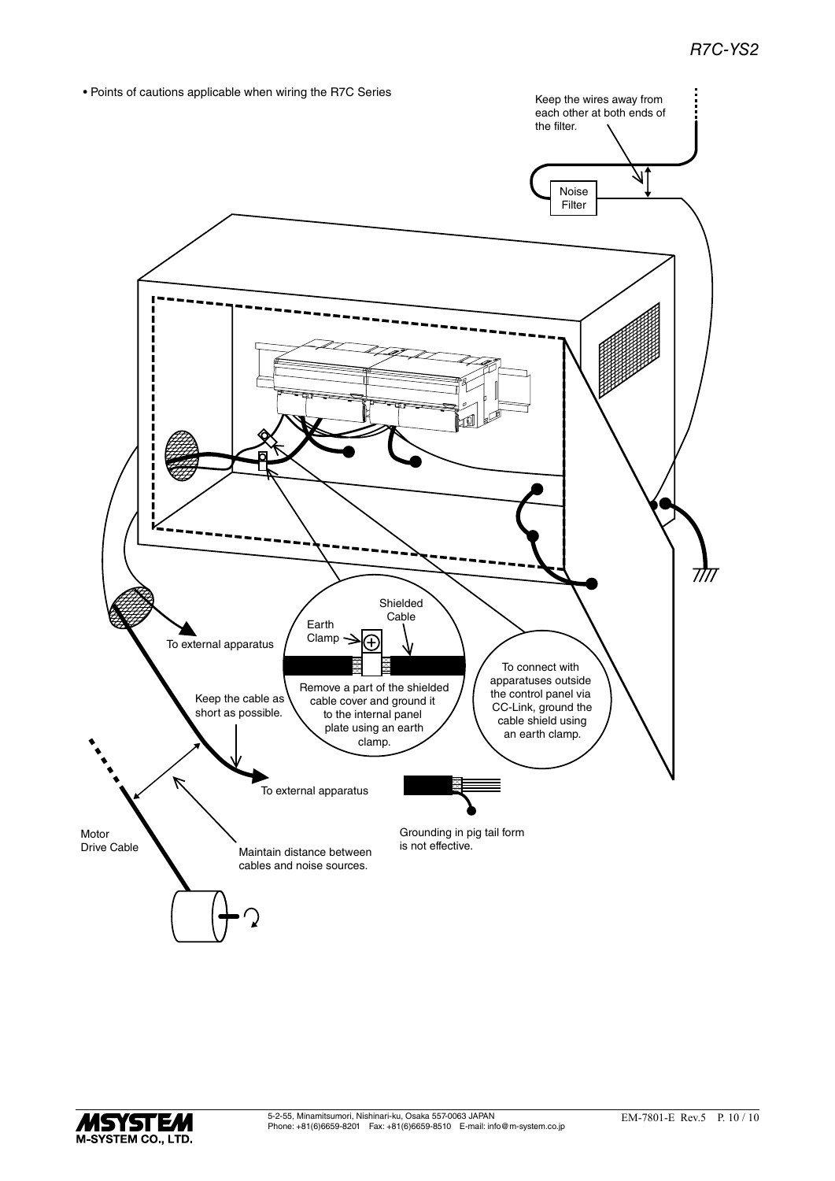• Points of cautions applicable when wiring the R7C Series

Keep the wires away from each other at both ends of the filter.

Noise Filter

Shielded Cable

Earth Clamp

To external apparatus

Remove a part of the shielded cable cover and ground it to the internal panel plate using an earth clamp.

To connect with apparatuses outside the control panel via CC-Link, ground the cable shield using an earth clamp.

Keep the cable as short as possible.

To external apparatus

Grounding in pig tail form is not effective.

Motor Drive Cable

Maintain distance between cables and noise sources.